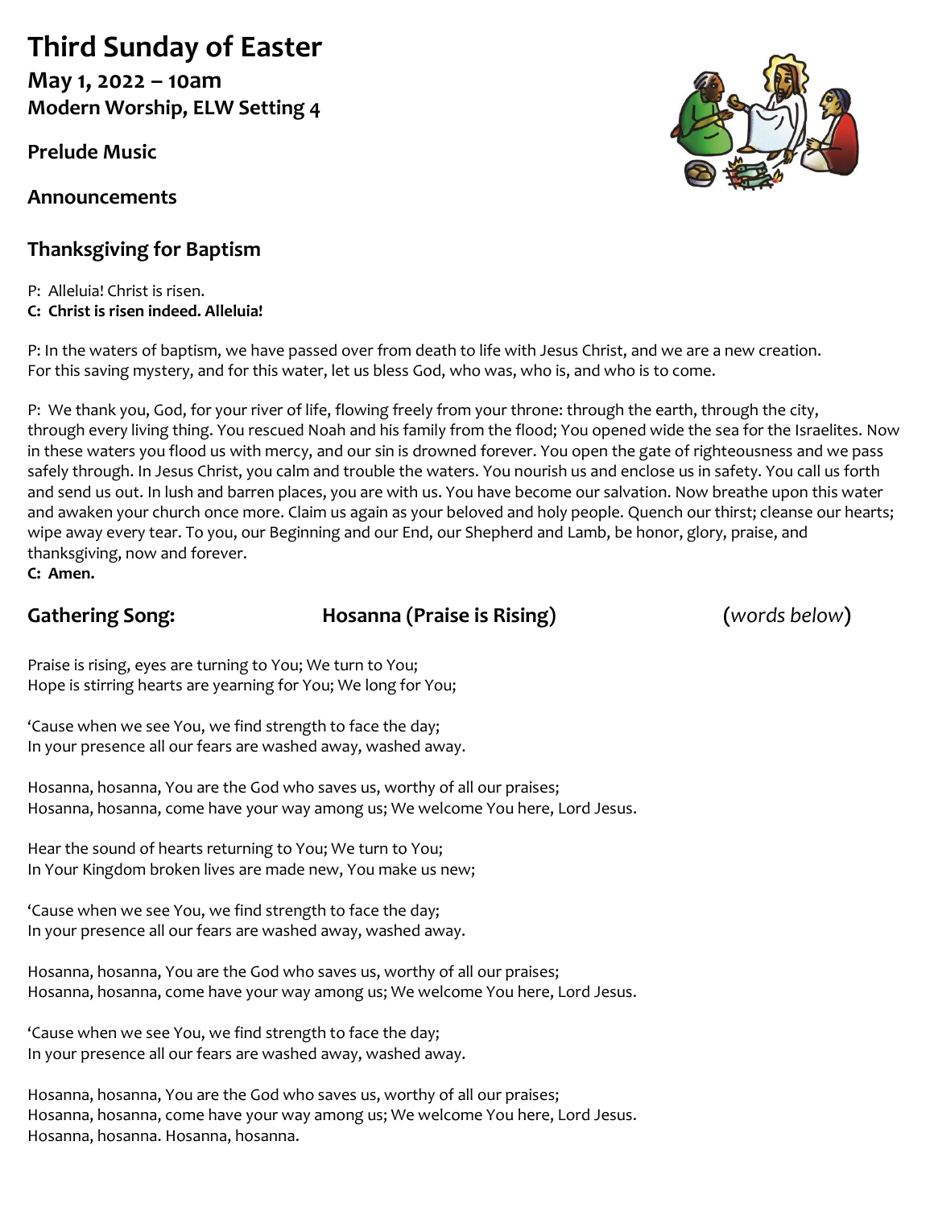# Third Sunday of Easter

**May 1, 2022 – 10am**
**Modern Worship, ELW Setting 4**

## Prelude Music

## Announcements

## Thanksgiving for Baptism

P: Alleluia! Christ is risen.
**C: Christ is risen indeed. Alleluia!**

P: In the waters of baptism, we have passed over from death to life with Jesus Christ, and we are a new creation. For this saving mystery, and for this water, let us bless God, who was, who is, and who is to come.

P: We thank you, God, for your river of life, flowing freely from your throne: through the earth, through the city, through every living thing. You rescued Noah and his family from the flood; You opened wide the sea for the Israelites. Now in these waters you flood us with mercy, and our sin is drowned forever. You open the gate of righteousness and we pass safely through. In Jesus Christ, you calm and trouble the waters. You nourish us and enclose us in safety. You call us forth and send us out. In lush and barren places, you are with us. You have become our salvation. Now breathe upon this water and awaken your church once more. Claim us again as your beloved and holy people. Quench our thirst; cleanse our hearts; wipe away every tear. To you, our Beginning and our End, our Shepherd and Lamb, be honor, glory, praise, and thanksgiving, now and forever.
**C: Amen.**

## Gathering Song: Hosanna (Praise is Rising) (*words below*)

Praise is rising, eyes are turning to You; We turn to You;
Hope is stirring hearts are yearning for You; We long for You;

'Cause when we see You, we find strength to face the day;
In your presence all our fears are washed away, washed away.

Hosanna, hosanna, You are the God who saves us, worthy of all our praises;
Hosanna, hosanna, come have your way among us; We welcome You here, Lord Jesus.

Hear the sound of hearts returning to You; We turn to You;
In Your Kingdom broken lives are made new, You make us new;

'Cause when we see You, we find strength to face the day;
In your presence all our fears are washed away, washed away.

Hosanna, hosanna, You are the God who saves us, worthy of all our praises;
Hosanna, hosanna, come have your way among us; We welcome You here, Lord Jesus.

'Cause when we see You, we find strength to face the day;
In your presence all our fears are washed away, washed away.

Hosanna, hosanna, You are the God who saves us, worthy of all our praises;
Hosanna, hosanna, come have your way among us; We welcome You here, Lord Jesus.
Hosanna, hosanna. Hosanna, hosanna.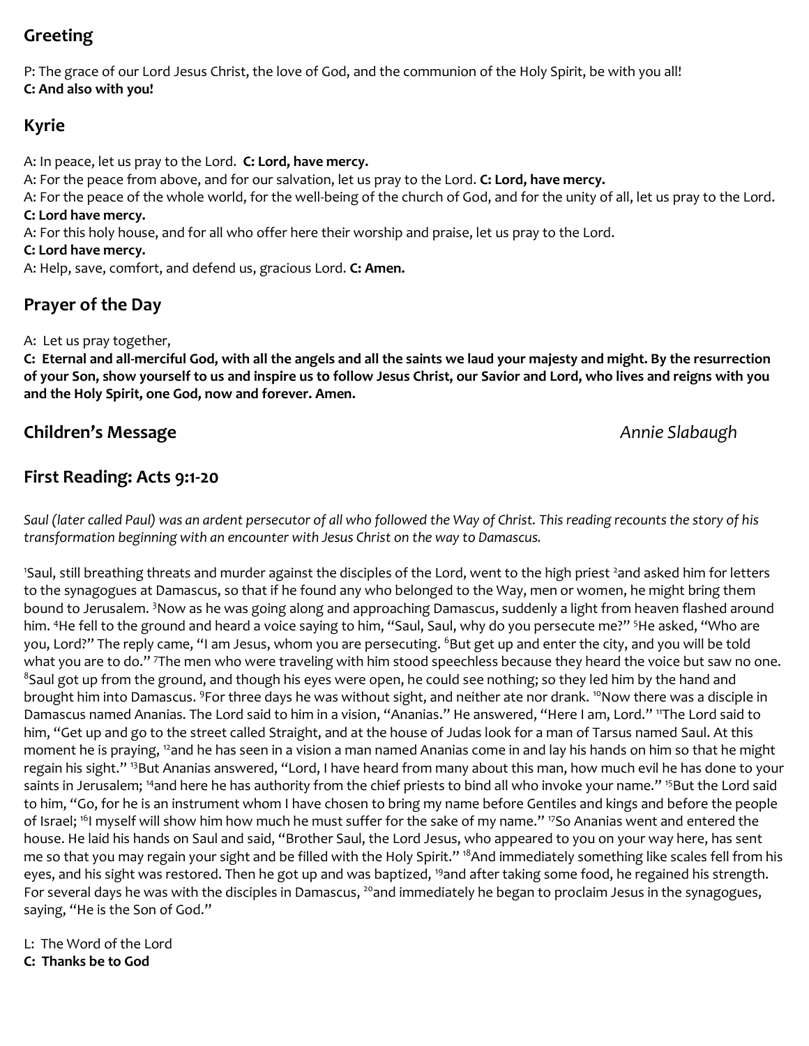## Greeting

P: The grace of our Lord Jesus Christ, the love of God, and the communion of the Holy Spirit, be with you all!
**C: And also with you!**

## Kyrie

A: In peace, let us pray to the Lord. **C: Lord, have mercy.**
A: For the peace from above, and for our salvation, let us pray to the Lord. **C: Lord, have mercy.**
A: For the peace of the whole world, for the well-being of the church of God, and for the unity of all, let us pray to the Lord.
**C: Lord have mercy.**
A: For this holy house, and for all who offer here their worship and praise, let us pray to the Lord.
**C: Lord have mercy.**
A: Help, save, comfort, and defend us, gracious Lord. **C: Amen.**

## Prayer of the Day

A: Let us pray together,
**C: Eternal and all-merciful God, with all the angels and all the saints we laud your majesty and might. By the resurrection of your Son, show yourself to us and inspire us to follow Jesus Christ, our Savior and Lord, who lives and reigns with you and the Holy Spirit, one God, now and forever. Amen.**

## Children's Message *Annie Slabaugh*

## First Reading: Acts 9:1-20

*Saul (later called Paul) was an ardent persecutor of all who followed the Way of Christ. This reading recounts the story of his transformation beginning with an encounter with Jesus Christ on the way to Damascus.*

[1]Saul, still breathing threats and murder against the disciples of the Lord, went to the high priest [2]and asked him for letters to the synagogues at Damascus, so that if he found any who belonged to the Way, men or women, he might bring them bound to Jerusalem. [3]Now as he was going along and approaching Damascus, suddenly a light from heaven flashed around him. [4]He fell to the ground and heard a voice saying to him, "Saul, Saul, why do you persecute me?" [5]He asked, "Who are you, Lord?" The reply came, "I am Jesus, whom you are persecuting. [6]But get up and enter the city, and you will be told what you are to do." [7]The men who were traveling with him stood speechless because they heard the voice but saw no one. [8]Saul got up from the ground, and though his eyes were open, he could see nothing; so they led him by the hand and brought him into Damascus. [9]For three days he was without sight, and neither ate nor drank. [10]Now there was a disciple in Damascus named Ananias. The Lord said to him in a vision, "Ananias." He answered, "Here I am, Lord." [11]The Lord said to him, "Get up and go to the street called Straight, and at the house of Judas look for a man of Tarsus named Saul. At this moment he is praying, [12]and he has seen in a vision a man named Ananias come in and lay his hands on him so that he might regain his sight." [13]But Ananias answered, "Lord, I have heard from many about this man, how much evil he has done to your saints in Jerusalem; [14]and here he has authority from the chief priests to bind all who invoke your name." [15]But the Lord said to him, "Go, for he is an instrument whom I have chosen to bring my name before Gentiles and kings and before the people of Israel; [16]I myself will show him how much he must suffer for the sake of my name." [17]So Ananias went and entered the house. He laid his hands on Saul and said, "Brother Saul, the Lord Jesus, who appeared to you on your way here, has sent me so that you may regain your sight and be filled with the Holy Spirit." [18]And immediately something like scales fell from his eyes, and his sight was restored. Then he got up and was baptized, [19]and after taking some food, he regained his strength. For several days he was with the disciples in Damascus, [20]and immediately he began to proclaim Jesus in the synagogues, saying, "He is the Son of God."

L: The Word of the Lord
**C: Thanks be to God**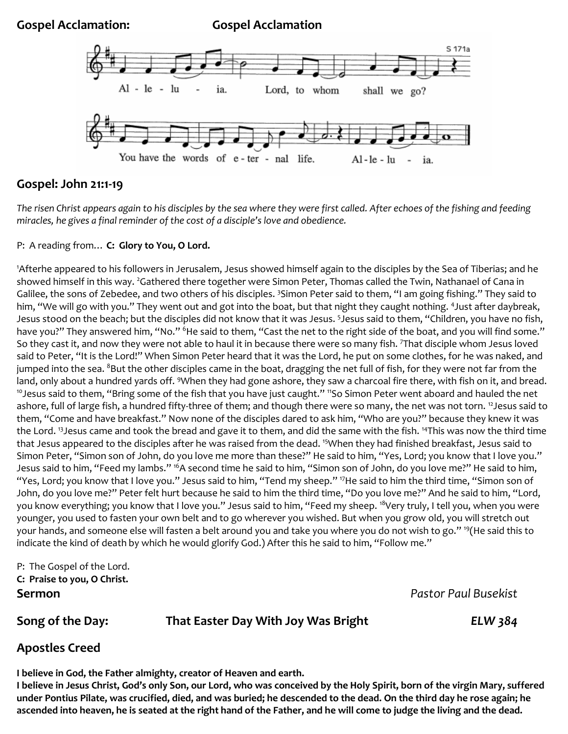**Gospel Acclamation:** **Gospel Acclamation**

S 171a

Al - le - lu - ia. Lord, to whom shall we go?

You have the words of e - ter - nal life. Al - le - lu - ia.

## Gospel: John 21:1-19

*The risen Christ appears again to his disciples by the sea where they were first called. After echoes of the fishing and feeding miracles, he gives a final reminder of the cost of a disciple's love and obedience.*

P: A reading from… **C: Glory to You, O Lord.**

[1]Afterhe appeared to his followers in Jerusalem, Jesus showed himself again to the disciples by the Sea of Tiberias; and he showed himself in this way. [2]Gathered there together were Simon Peter, Thomas called the Twin, Nathanael of Cana in Galilee, the sons of Zebedee, and two others of his disciples. [3]Simon Peter said to them, "I am going fishing." They said to him, "We will go with you." They went out and got into the boat, but that night they caught nothing. [4]Just after daybreak, Jesus stood on the beach; but the disciples did not know that it was Jesus. [5]Jesus said to them, "Children, you have no fish, have you?" They answered him, "No." [6]He said to them, "Cast the net to the right side of the boat, and you will find some." So they cast it, and now they were not able to haul it in because there were so many fish. [7]That disciple whom Jesus loved said to Peter, "It is the Lord!" When Simon Peter heard that it was the Lord, he put on some clothes, for he was naked, and jumped into the sea. [8]But the other disciples came in the boat, dragging the net full of fish, for they were not far from the land, only about a hundred yards off. [9]When they had gone ashore, they saw a charcoal fire there, with fish on it, and bread. [10]Jesus said to them, "Bring some of the fish that you have just caught." [11]So Simon Peter went aboard and hauled the net ashore, full of large fish, a hundred fifty-three of them; and though there were so many, the net was not torn. [12]Jesus said to them, "Come and have breakfast." Now none of the disciples dared to ask him, "Who are you?" because they knew it was the Lord. [13]Jesus came and took the bread and gave it to them, and did the same with the fish. [14]This was now the third time that Jesus appeared to the disciples after he was raised from the dead. [15]When they had finished breakfast, Jesus said to Simon Peter, "Simon son of John, do you love me more than these?" He said to him, "Yes, Lord; you know that I love you." Jesus said to him, "Feed my lambs." [16]A second time he said to him, "Simon son of John, do you love me?" He said to him, "Yes, Lord; you know that I love you." Jesus said to him, "Tend my sheep." [17]He said to him the third time, "Simon son of John, do you love me?" Peter felt hurt because he said to him the third time, "Do you love me?" And he said to him, "Lord, you know everything; you know that I love you." Jesus said to him, "Feed my sheep. [18]Very truly, I tell you, when you were younger, you used to fasten your own belt and to go wherever you wished. But when you grow old, you will stretch out your hands, and someone else will fasten a belt around you and take you where you do not wish to go." [19](He said this to indicate the kind of death by which he would glorify God.) After this he said to him, "Follow me."

P: The Gospel of the Lord.
**C: Praise to you, O Christ.**

**Sermon** *Pastor Paul Busekist*

**Song of the Day:** **That Easter Day With Joy Was Bright** ***ELW 384***

## Apostles Creed

**I believe in God, the Father almighty, creator of Heaven and earth.**
**I believe in Jesus Christ, God's only Son, our Lord, who was conceived by the Holy Spirit, born of the virgin Mary, suffered under Pontius Pilate, was crucified, died, and was buried; he descended to the dead. On the third day he rose again; he ascended into heaven, he is seated at the right hand of the Father, and he will come to judge the living and the dead.**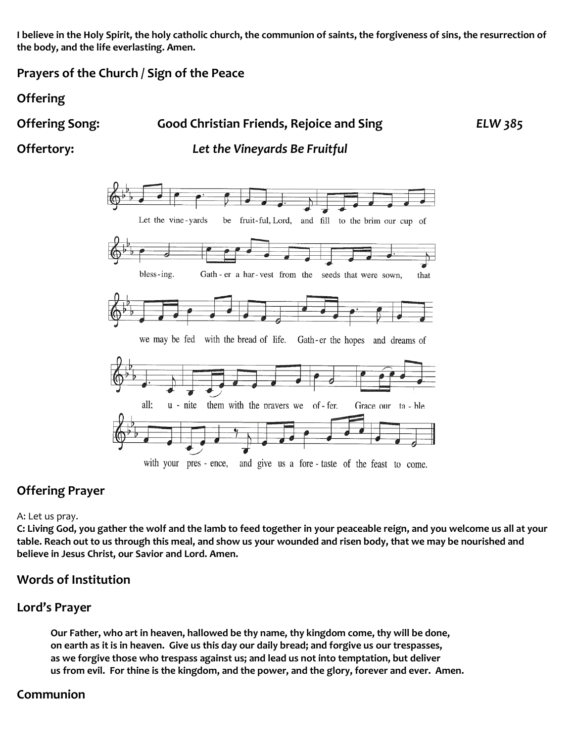**I believe in the Holy Spirit, the holy catholic church, the communion of saints, the forgiveness of sins, the resurrection of the body, and the life everlasting. Amen.**

## Prayers of the Church / Sign of the Peace

## Offering

## Offering Song: Good Christian Friends, Rejoice and Sing *ELW 385*

## Offertory: *Let the Vineyards Be Fruitful*

Let the vine-yards be fruit-ful, Lord, and fill to the brim our cup of bless-ing. Gath-er a har-vest from the seeds that were sown, that we may be fed with the bread of life. Gath-er the hopes and dreams of all; u-nite them with the prayers we of-fer. Grace our ta-ble with your pres-ence, and give us a fore-taste of the feast to come.

## Offering Prayer

A: Let us pray.

**C: Living God, you gather the wolf and the lamb to feed together in your peaceable reign, and you welcome us all at your table. Reach out to us through this meal, and show us your wounded and risen body, that we may be nourished and believe in Jesus Christ, our Savior and Lord. Amen.**

## Words of Institution

## Lord's Prayer

**Our Father, who art in heaven, hallowed be thy name, thy kingdom come, thy will be done, on earth as it is in heaven. Give us this day our daily bread; and forgive us our trespasses, as we forgive those who trespass against us; and lead us not into temptation, but deliver us from evil. For thine is the kingdom, and the power, and the glory, forever and ever. Amen.**

## Communion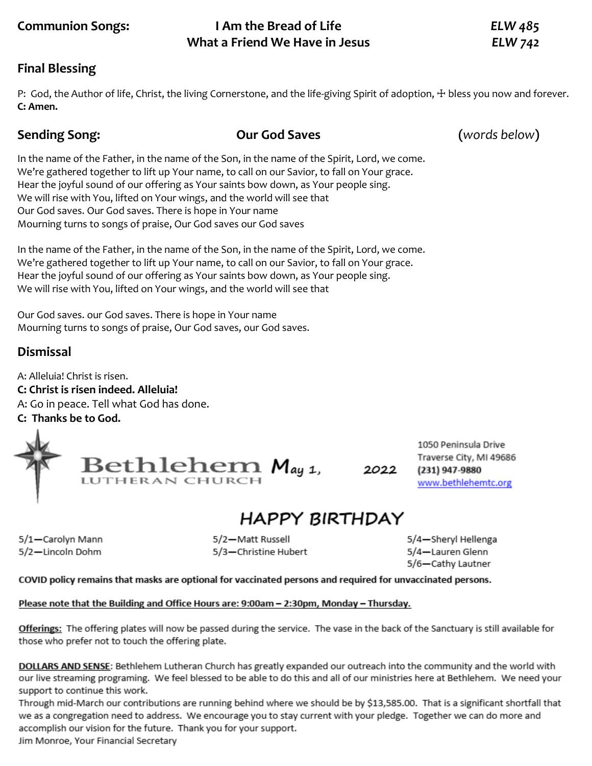**Communion Songs:** **I Am the Bread of Life** *ELW 485*
**What a Friend We Have in Jesus** *ELW 742*

## Final Blessing

P: God, the Author of life, Christ, the living Cornerstone, and the life-giving Spirit of adoption, ☩ bless you now and forever.
**C: Amen.**

## Sending Song: Our God Saves (*words below*)

In the name of the Father, in the name of the Son, in the name of the Spirit, Lord, we come.
We're gathered together to lift up Your name, to call on our Savior, to fall on Your grace.
Hear the joyful sound of our offering as Your saints bow down, as Your people sing.
We will rise with You, lifted on Your wings, and the world will see that
Our God saves. Our God saves. There is hope in Your name
Mourning turns to songs of praise, Our God saves our God saves

In the name of the Father, in the name of the Son, in the name of the Spirit, Lord, we come.
We're gathered together to lift up Your name, to call on our Savior, to fall on Your grace.
Hear the joyful sound of our offering as Your saints bow down, as Your people sing.
We will rise with You, lifted on Your wings, and the world will see that

Our God saves. our God saves. There is hope in Your name
Mourning turns to songs of praise, Our God saves, our God saves.

## Dismissal

A: Alleluia! Christ is risen.
**C: Christ is risen indeed. Alleluia!**
A: Go in peace. Tell what God has done.
**C: Thanks be to God.**

Bethlehem LUTHERAN CHURCH May 1, 2022

1050 Peninsula Drive
Traverse City, MI 49686
(231) 947-9880
www.bethlehemtc.org

# HAPPY BIRTHDAY

5/1—Carolyn Mann
5/2—Lincoln Dohm
5/2—Matt Russell
5/3—Christine Hubert
5/4—Sheryl Hellenga
5/4—Lauren Glenn
5/6—Cathy Lautner

**COVID policy remains that masks are optional for vaccinated persons and required for unvaccinated persons.**

**Please note that the Building and Office Hours are: 9:00am – 2:30pm, Monday – Thursday.**

**Offerings:** The offering plates will now be passed during the service. The vase in the back of the Sanctuary is still available for those who prefer not to touch the offering plate.

**DOLLARS AND SENSE**: Bethlehem Lutheran Church has greatly expanded our outreach into the community and the world with our live streaming programing. We feel blessed to be able to do this and all of our ministries here at Bethlehem. We need your support to continue this work.
Through mid-March our contributions are running behind where we should be by $13,585.00. That is a significant shortfall that we as a congregation need to address. We encourage you to stay current with your pledge. Together we can do more and accomplish our vision for the future. Thank you for your support.
Jim Monroe, Your Financial Secretary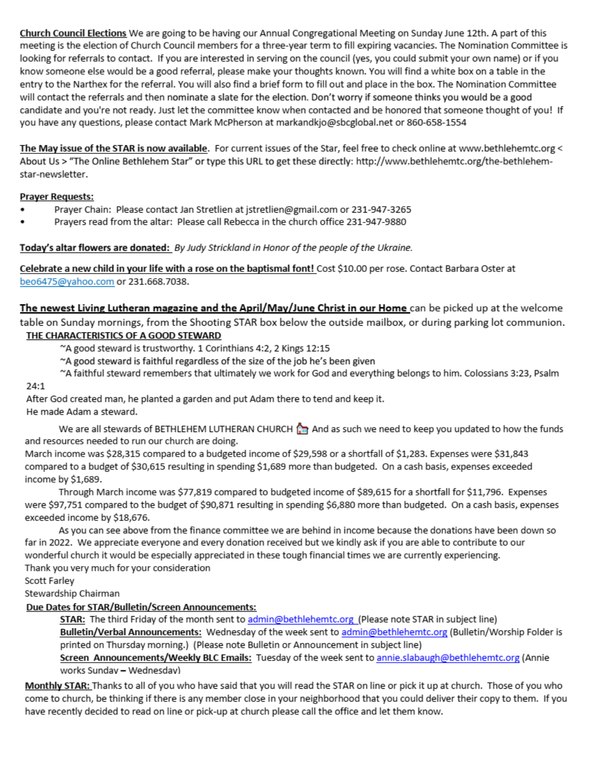**Church Council Elections** We are going to be having our Annual Congregational Meeting on Sunday June 12th. A part of this meeting is the election of Church Council members for a three-year term to fill expiring vacancies. The Nomination Committee is looking for referrals to contact. If you are interested in serving on the council (yes, you could submit your own name) or if you know someone else would be a good referral, please make your thoughts known. You will find a white box on a table in the entry to the Narthex for the referral. You will also find a brief form to fill out and place in the box. The Nomination Committee will contact the referrals and then nominate a slate for the election. Don't worry if someone thinks you would be a good candidate and you're not ready. Just let the committee know when contacted and be honored that someone thought of you! If you have any questions, please contact Mark McPherson at markandkjo@sbcglobal.net or 860-658-1554

**The May issue of the STAR is now available**. For current issues of the Star, feel free to check online at www.bethlehemtc.org < About Us > "The Online Bethlehem Star" or type this URL to get these directly: http://www.bethlehemtc.org/the-bethlehem-star-newsletter.

**Prayer Requests:**

- Prayer Chain: Please contact Jan Stretlien at jstretlien@gmail.com or 231-947-3265
- Prayers read from the altar: Please call Rebecca in the church office 231-947-9880

**Today's altar flowers are donated:** *By Judy Strickland in Honor of the people of the Ukraine.*

**Celebrate a new child in your life with a rose on the baptismal font!** Cost $10.00 per rose. Contact Barbara Oster at beo6475@yahoo.com or 231.668.7038.

**The newest Living Lutheran magazine and the April/May/June Christ in our Home** can be picked up at the welcome table on Sunday mornings, from the Shooting STAR box below the outside mailbox, or during parking lot communion.

**THE CHARACTERISTICS OF A GOOD STEWARD**

~A good steward is trustworthy. 1 Corinthians 4:2, 2 Kings 12:15

~A good steward is faithful regardless of the size of the job he's been given

~A faithful steward remembers that ultimately we work for God and everything belongs to him. Colossians 3:23, Psalm 24:1

After God created man, he planted a garden and put Adam there to tend and keep it.
He made Adam a steward.

We are all stewards of BETHLEHEM LUTHERAN CHURCH And as such we need to keep you updated to how the funds and resources needed to run our church are doing.

March income was $28,315 compared to a budgeted income of $29,598 or a shortfall of $1,283. Expenses were $31,843 compared to a budget of $30,615 resulting in spending $1,689 more than budgeted. On a cash basis, expenses exceeded income by $1,689.

Through March income was $77,819 compared to budgeted income of $89,615 for a shortfall for $11,796. Expenses were $97,751 compared to the budget of $90,871 resulting in spending $6,880 more than budgeted. On a cash basis, expenses exceeded income by $18,676.

As you can see above from the finance committee we are behind in income because the donations have been down so far in 2022. We appreciate everyone and every donation received but we kindly ask if you are able to contribute to our wonderful church it would be especially appreciated in these tough financial times we are currently experiencing.

Thank you very much for your consideration

Scott Farley
Stewardship Chairman

**Due Dates for STAR/Bulletin/Screen Announcements:**

**STAR:** The third Friday of the month sent to admin@bethlehemtc.org (Please note STAR in subject line)

**Bulletin/Verbal Announcements:** Wednesday of the week sent to admin@bethlehemtc.org (Bulletin/Worship Folder is printed on Thursday morning.) (Please note Bulletin or Announcement in subject line)

**Screen Announcements/Weekly BLC Emails:** Tuesday of the week sent to annie.slabaugh@bethlehemtc.org (Annie works Sunday – Wednesday)

**Monthly STAR:** Thanks to all of you who have said that you will read the STAR on line or pick it up at church. Those of you who come to church, be thinking if there is any member close in your neighborhood that you could deliver their copy to them. If you have recently decided to read on line or pick-up at church please call the office and let them know.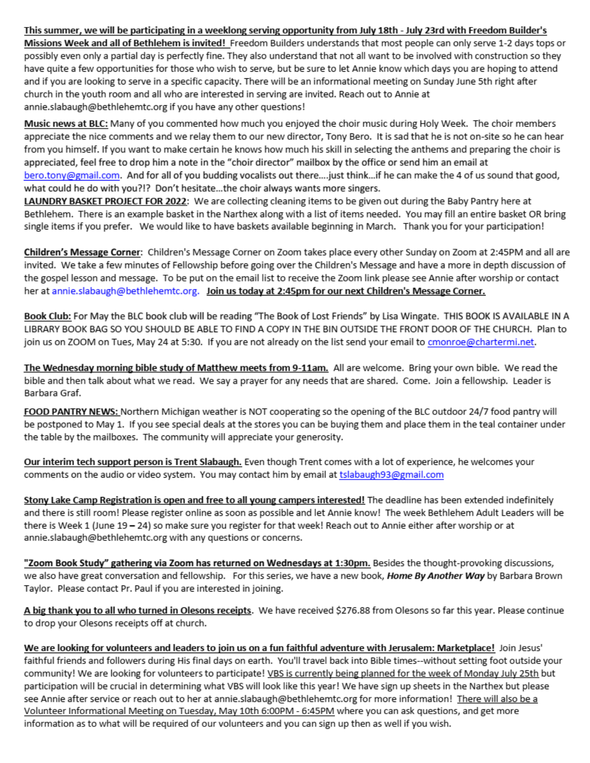**This summer, we will be participating in a weeklong serving opportunity from July 18th - July 23rd with Freedom Builder's Missions Week and all of Bethlehem is invited!** Freedom Builders understands that most people can only serve 1-2 days tops or possibly even only a partial day is perfectly fine. They also understand that not all want to be involved with construction so they have quite a few opportunities for those who wish to serve, but be sure to let Annie know which days you are hoping to attend and if you are looking to serve in a specific capacity. There will be an informational meeting on Sunday June 5th right after church in the youth room and all who are interested in serving are invited. Reach out to Annie at annie.slabaugh@bethlehemtc.org if you have any other questions!

**Music news at BLC:** Many of you commented how much you enjoyed the choir music during Holy Week. The choir members appreciate the nice comments and we relay them to our new director, Tony Bero. It is sad that he is not on-site so he can hear from you himself. If you want to make certain he knows how much his skill in selecting the anthems and preparing the choir is appreciated, feel free to drop him a note in the "choir director" mailbox by the office or send him an email at bero.tony@gmail.com. And for all of you budding vocalists out there....just think...if he can make the 4 of us sound that good, what could he do with you?!? Don't hesitate...the choir always wants more singers.

**LAUNDRY BASKET PROJECT FOR 2022**: We are collecting cleaning items to be given out during the Baby Pantry here at Bethlehem. There is an example basket in the Narthex along with a list of items needed. You may fill an entire basket OR bring single items if you prefer. We would like to have baskets available beginning in March. Thank you for your participation!

**Children's Message Corner**: Children's Message Corner on Zoom takes place every other Sunday on Zoom at 2:45PM and all are invited. We take a few minutes of Fellowship before going over the Children's Message and have a more in depth discussion of the gospel lesson and message. To be put on the email list to receive the Zoom link please see Annie after worship or contact her at annie.slabaugh@bethlehemtc.org. **Join us today at 2:45pm for our next Children's Message Corner.**

**Book Club:** For May the BLC book club will be reading "The Book of Lost Friends" by Lisa Wingate. THIS BOOK IS AVAILABLE IN A LIBRARY BOOK BAG SO YOU SHOULD BE ABLE TO FIND A COPY IN THE BIN OUTSIDE THE FRONT DOOR OF THE CHURCH. Plan to join us on ZOOM on Tues, May 24 at 5:30. If you are not already on the list send your email to cmonroe@chartermi.net.

**The Wednesday morning bible study of Matthew meets from 9-11am.** All are welcome. Bring your own bible. We read the bible and then talk about what we read. We say a prayer for any needs that are shared. Come. Join a fellowship. Leader is Barbara Graf.

**FOOD PANTRY NEWS:** Northern Michigan weather is NOT cooperating so the opening of the BLC outdoor 24/7 food pantry will be postponed to May 1. If you see special deals at the stores you can be buying them and place them in the teal container under the table by the mailboxes. The community will appreciate your generosity.

**Our interim tech support person is Trent Slabaugh.** Even though Trent comes with a lot of experience, he welcomes your comments on the audio or video system. You may contact him by email at tslabaugh93@gmail.com

**Stony Lake Camp Registration is open and free to all young campers interested!** The deadline has been extended indefinitely and there is still room! Please register online as soon as possible and let Annie know! The week Bethlehem Adult Leaders will be there is Week 1 (June 19 – 24) so make sure you register for that week! Reach out to Annie either after worship or at annie.slabaugh@bethlehemtc.org with any questions or concerns.

**"Zoom Book Study" gathering via Zoom has returned on Wednesdays at 1:30pm.** Besides the thought-provoking discussions, we also have great conversation and fellowship. For this series, we have a new book, ***Home By Another Way*** by Barbara Brown Taylor. Please contact Pr. Paul if you are interested in joining.

**A big thank you to all who turned in Olesons receipts**. We have received $276.88 from Olesons so far this year. Please continue to drop your Olesons receipts off at church.

**We are looking for volunteers and leaders to join us on a fun faithful adventure with Jerusalem: Marketplace!** Join Jesus' faithful friends and followers during His final days on earth. You'll travel back into Bible times--without setting foot outside your community! We are looking for volunteers to participate! VBS is currently being planned for the week of Monday July 25th but participation will be crucial in determining what VBS will look like this year! We have sign up sheets in the Narthex but please see Annie after service or reach out to her at annie.slabaugh@bethlehemtc.org for more information! There will also be a Volunteer Informational Meeting on Tuesday, May 10th 6:00PM - 6:45PM where you can ask questions, and get more information as to what will be required of our volunteers and you can sign up then as well if you wish.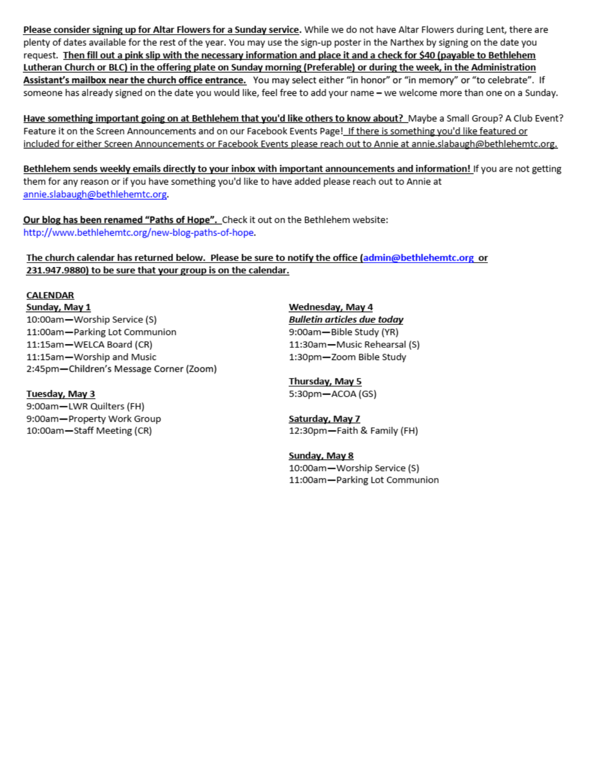**Please consider signing up for Altar Flowers for a Sunday service.** While we do not have Altar Flowers during Lent, there are plenty of dates available for the rest of the year. You may use the sign-up poster in the Narthex by signing on the date you request. **Then fill out a pink slip with the necessary information and place it and a check for $40 (payable to Bethlehem Lutheran Church or BLC) in the offering plate on Sunday morning (Preferable) or during the week, in the Administration Assistant's mailbox near the church office entrance.** You may select either "in honor" or "in memory" or "to celebrate". If someone has already signed on the date you would like, feel free to add your name – we welcome more than one on a Sunday.

**Have something important going on at Bethlehem that you'd like others to know about?** Maybe a Small Group? A Club Event? Feature it on the Screen Announcements and on our Facebook Events Page! If there is something you'd like featured or included for either Screen Announcements or Facebook Events please reach out to Annie at annie.slabaugh@bethlehemtc.org.

**Bethlehem sends weekly emails directly to your inbox with important announcements and information!** If you are not getting them for any reason or if you have something you'd like to have added please reach out to Annie at annie.slabaugh@bethlehemtc.org.

**Our blog has been renamed "Paths of Hope".** Check it out on the Bethlehem website: http://www.bethlehemtc.org/new-blog-paths-of-hope.

**The church calendar has returned below. Please be sure to notify the office (admin@bethlehemtc.org or 231.947.9880) to be sure that your group is on the calendar.**

**CALENDAR**

**Sunday, May 1**
10:00am—Worship Service (S)
11:00am—Parking Lot Communion
11:15am—WELCA Board (CR)
11:15am—Worship and Music
2:45pm—Children's Message Corner (Zoom)

**Tuesday, May 3**
9:00am—LWR Quilters (FH)
9:00am—Property Work Group
10:00am—Staff Meeting (CR)

**Wednesday, May 4**
***Bulletin articles due today***
9:00am—Bible Study (YR)
11:30am—Music Rehearsal (S)
1:30pm—Zoom Bible Study

**Thursday, May 5**
5:30pm—ACOA (GS)

**Saturday, May 7**
12:30pm—Faith & Family (FH)

**Sunday, May 8**
10:00am—Worship Service (S)
11:00am—Parking Lot Communion